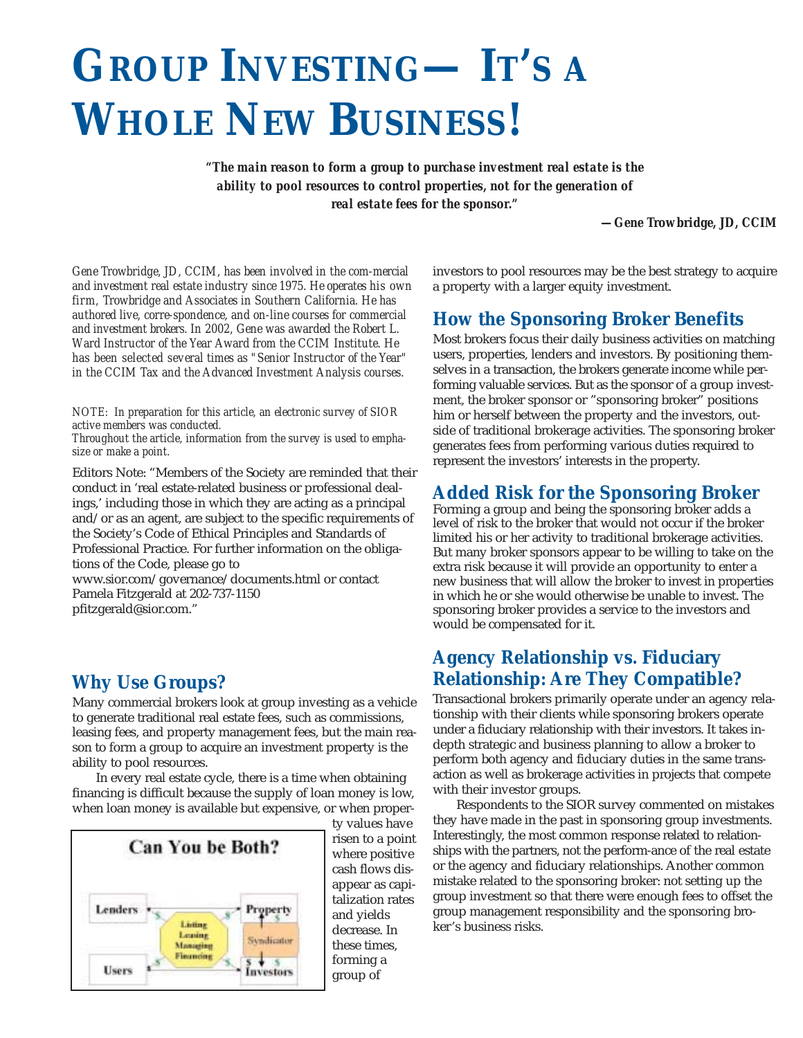# GROUP INVESTING— IT'S A WHOLE NEW BUSINESS!

***"The main reason to form a group to purchase investment real estate is the ability to pool resources to control properties, not for the generation of real estate fees for the sponsor."***

***—Gene Trowbridge, JD, CCIM***

*Gene Trowbridge, JD, CCIM, has been involved in the com-mercial and investment real estate industry since 1975. He operates his own firm, Trowbridge and Associates in Southern California. He has authored live, corre-spondence, and on-line courses for commercial and investment brokers. In 2002, Gene was awarded the Robert L. Ward Instructor of the Year Award from the CCIM Institute. He has been selected several times as "Senior Instructor of the Year" in the CCIM Tax and the Advanced Investment Analysis courses.*

*NOTE: In preparation for this article, an electronic survey of SIOR active members was conducted.*
*Throughout the article, information from the survey is used to emphasize or make a point.*

Editors Note: "Members of the Society are reminded that their conduct in 'real estate-related business or professional dealings,' including those in which they are acting as a principal and/or as an agent, are subject to the specific requirements of the Society's Code of Ethical Principles and Standards of Professional Practice. For further information on the obligations of the Code, please go to www.sior.com/governance/documents.html or contact Pamela Fitzgerald at 202-737-1150 pfitzgerald@sior.com."

## Why Use Groups?

Many commercial brokers look at group investing as a vehicle to generate traditional real estate fees, such as commissions, leasing fees, and property management fees, but the main reason to form a group to acquire an investment property is the ability to pool resources.

In every real estate cycle, there is a time when obtaining financing is difficult because the supply of loan money is low, when loan money is available but expensive, or when property values have risen to a point where positive cash flows disappear as capitalization rates and yields decrease. In these times, forming a group of investors to pool resources may be the best strategy to acquire a property with a larger equity investment.

**Can You be Both?**

## How the Sponsoring Broker Benefits

Most brokers focus their daily business activities on matching users, properties, lenders and investors. By positioning themselves in a transaction, the brokers generate income while performing valuable services. But as the sponsor of a group investment, the broker sponsor or "sponsoring broker" positions him or herself between the property and the investors, outside of traditional brokerage activities. The sponsoring broker generates fees from performing various duties required to represent the investors' interests in the property.

## Added Risk for the Sponsoring Broker

Forming a group and being the sponsoring broker adds a level of risk to the broker that would not occur if the broker limited his or her activity to traditional brokerage activities. But many broker sponsors appear to be willing to take on the extra risk because it will provide an opportunity to enter a new business that will allow the broker to invest in properties in which he or she would otherwise be unable to invest. The sponsoring broker provides a service to the investors and would be compensated for it.

## Agency Relationship vs. Fiduciary Relationship: Are They Compatible?

Transactional brokers primarily operate under an agency relationship with their clients while sponsoring brokers operate under a fiduciary relationship with their investors. It takes in-depth strategic and business planning to allow a broker to perform both agency and fiduciary duties in the same transaction as well as brokerage activities in projects that compete with their investor groups.

Respondents to the SIOR survey commented on mistakes they have made in the past in sponsoring group investments. Interestingly, the most common response related to relationships with the partners, not the perform-ance of the real estate or the agency and fiduciary relationships. Another common mistake related to the sponsoring broker: not setting up the group investment so that there were enough fees to offset the group management responsibility and the sponsoring broker's business risks.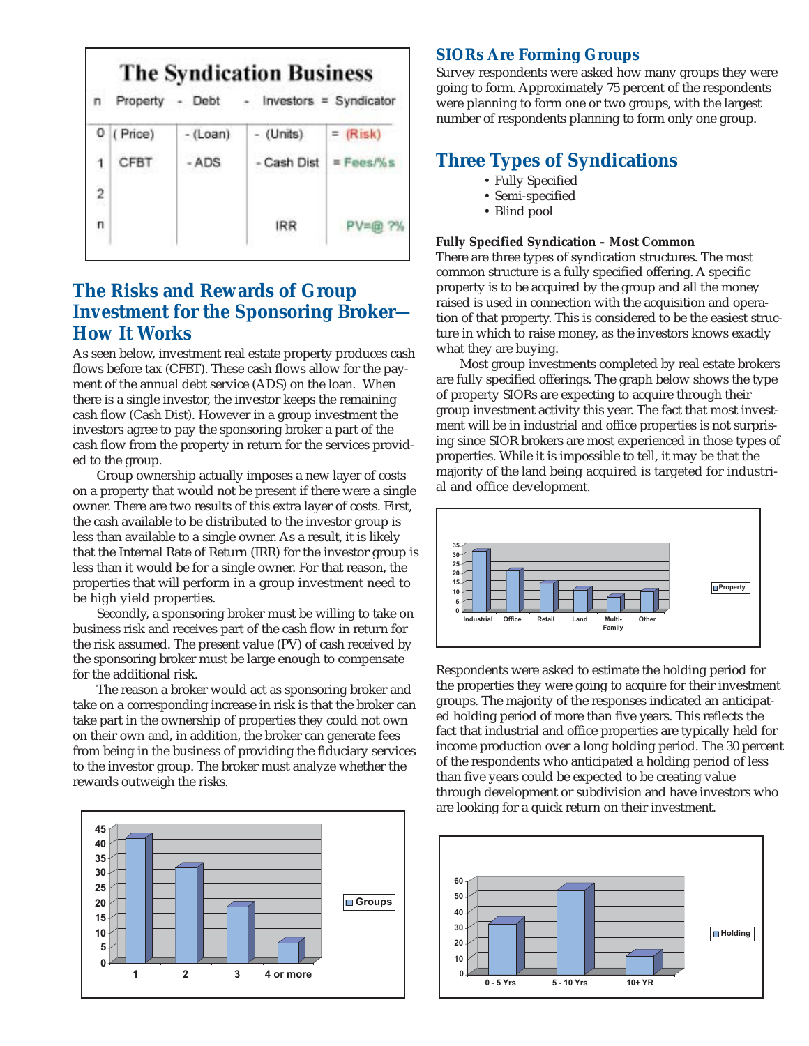## The Syndication Business

| n | Property | - Debt | - Investors | = Syndicator |
|---|---|---|---|---|
| 0 | ( Price) | - (Loan) | - (Units) | = (Risk) |
| 1 | CFBT | - ADS | - Cash Dist | = Fees/%s |
| 2 | | | | |
| n | | | IRR | PV=@ ?% |

## The Risks and Rewards of Group Investment for the Sponsoring Broker—How It Works

As seen below, investment real estate property produces cash flows before tax (CFBT). These cash flows allow for the payment of the annual debt service (ADS) on the loan. When there is a single investor, the investor keeps the remaining cash flow (Cash Dist). However in a group investment the investors agree to pay the sponsoring broker a part of the cash flow from the property in return for the services provided to the group.

Group ownership actually imposes a new layer of costs on a property that would not be present if there were a single owner. There are two results of this extra layer of costs. First, the cash available to be distributed to the investor group is less than available to a single owner. As a result, it is likely that the Internal Rate of Return (IRR) for the investor group is less than it would be for a single owner. For that reason, the properties that will perform in a group investment need to be high yield properties.

Secondly, a sponsoring broker must be willing to take on business risk and receives part of the cash flow in return for the risk assumed. The present value (PV) of cash received by the sponsoring broker must be large enough to compensate for the additional risk.

The reason a broker would act as sponsoring broker and take on a corresponding increase in risk is that the broker can take part in the ownership of properties they could not own on their own and, in addition, the broker can generate fees from being in the business of providing the fiduciary services to the investor group. The broker must analyze whether the rewards outweigh the risks.

| Groups | Value |
|---|---|
| 1 | 41 |
| 2 | 31 |
| 3 | 18 |
| 4 or more | 6 |

## SIORs Are Forming Groups

Survey respondents were asked how many groups they were going to form. Approximately 75 percent of the respondents were planning to form one or two groups, with the largest number of respondents planning to form only one group.

## Three Types of Syndications

- Fully Specified
- Semi-specified
- Blind pool

**Fully Specified Syndication – Most Common**

There are three types of syndication structures. The most common structure is a fully specified offering. A specific property is to be acquired by the group and all the money raised is used in connection with the acquisition and operation of that property. This is considered to be the easiest structure in which to raise money, as the investors knows exactly what they are buying.

Most group investments completed by real estate brokers are fully specified offerings. The graph below shows the type of property SIORs are expecting to acquire through their group investment activity this year. The fact that most investment will be in industrial and office properties is not surprising since SIOR brokers are most experienced in those types of properties. While it is impossible to tell, it may be that the majority of the land being acquired is targeted for industrial and office development.

| Property | Value |
|---|---|
| Industrial | 31 |
| Office | 21 |
| Retail | 14 |
| Land | 11 |
| Multi-Family | 7 |
| Other | 10 |

Respondents were asked to estimate the holding period for the properties they were going to acquire for their investment groups. The majority of the responses indicated an anticipated holding period of more than five years. This reflects the fact that industrial and office properties are typically held for income production over a long holding period. The 30 percent of the respondents who anticipated a holding period of less than five years could be expected to be creating value through development or subdivision and have investors who are looking for a quick return on their investment.

| Holding | Value |
|---|---|
| 0 - 5 Yrs | 31 |
| 5 - 10 Yrs | 52 |
| 10+ YR | 11 |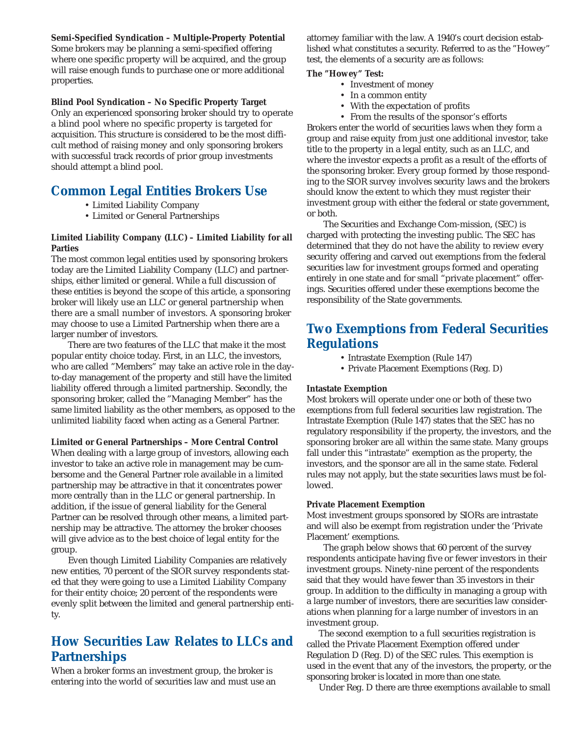**Semi-Specified Syndication – Multiple-Property Potential**
Some brokers may be planning a semi-specified offering where one specific property will be acquired, and the group will raise enough funds to purchase one or more additional properties.

**Blind Pool Syndication – No Specific Property Target**
Only an experienced sponsoring broker should try to operate a blind pool where no specific property is targeted for acquisition. This structure is considered to be the most difficult method of raising money and only sponsoring brokers with successful track records of prior group investments should attempt a blind pool.

## Common Legal Entities Brokers Use

- Limited Liability Company
- Limited or General Partnerships

**Limited Liability Company (LLC) – Limited Liability for all Parties**
The most common legal entities used by sponsoring brokers today are the Limited Liability Company (LLC) and partnerships, either limited or general. While a full discussion of these entities is beyond the scope of this article, a sponsoring broker will likely use an LLC or general partnership when there are a small number of investors. A sponsoring broker may choose to use a Limited Partnership when there are a larger number of investors.

There are two features of the LLC that make it the most popular entity choice today. First, in an LLC, the investors, who are called "Members" may take an active role in the day-to-day management of the property and still have the limited liability offered through a limited partnership. Secondly, the sponsoring broker, called the "Managing Member" has the same limited liability as the other members, as opposed to the unlimited liability faced when acting as a General Partner.

**Limited or General Partnerships – More Central Control**
When dealing with a large group of investors, allowing each investor to take an active role in management may be cumbersome and the General Partner role available in a limited partnership may be attractive in that it concentrates power more centrally than in the LLC or general partnership. In addition, if the issue of general liability for the General Partner can be resolved through other means, a limited partnership may be attractive. The attorney the broker chooses will give advice as to the best choice of legal entity for the group.

Even though Limited Liability Companies are relatively new entities, 70 percent of the SIOR survey respondents stated that they were going to use a Limited Liability Company for their entity choice; 20 percent of the respondents were evenly split between the limited and general partnership entity.

## How Securities Law Relates to LLCs and Partnerships

When a broker forms an investment group, the broker is entering into the world of securities law and must use an attorney familiar with the law. A 1940's court decision established what constitutes a security. Referred to as the "Howey" test, the elements of a security are as follows:

**The "Howey" Test:**

- Investment of money
- In a common entity
- With the expectation of profits
- From the results of the sponsor's efforts

Brokers enter the world of securities laws when they form a group and raise equity from just one additional investor, take title to the property in a legal entity, such as an LLC, and where the investor expects a profit as a result of the efforts of the sponsoring broker. Every group formed by those responding to the SIOR survey involves security laws and the brokers should know the extent to which they must register their investment group with either the federal or state government, or both.

The Securities and Exchange Com-mission, (SEC) is charged with protecting the investing public. The SEC has determined that they do not have the ability to review every security offering and carved out exemptions from the federal securities law for investment groups formed and operating entirely in one state and for small "private placement" offerings. Securities offered under these exemptions become the responsibility of the State governments.

## Two Exemptions from Federal Securities Regulations

- Intrastate Exemption (Rule 147)
- Private Placement Exemptions (Reg. D)

**Intastate Exemption**
Most brokers will operate under one or both of these two exemptions from full federal securities law registration. The Intrastate Exemption (Rule 147) states that the SEC has no regulatory responsibility if the property, the investors, and the sponsoring broker are all within the same state. Many groups fall under this "intrastate" exemption as the property, the investors, and the sponsor are all in the same state. Federal rules may not apply, but the state securities laws must be followed.

**Private Placement Exemption**
Most investment groups sponsored by SIORs are intrastate and will also be exempt from registration under the 'Private Placement' exemptions.

The graph below shows that 60 percent of the survey respondents anticipate having five or fewer investors in their investment groups. Ninety-nine percent of the respondents said that they would have fewer than 35 investors in their group. In addition to the difficulty in managing a group with a large number of investors, there are securities law considerations when planning for a large number of investors in an investment group.

The second exemption to a full securities registration is called the Private Placement Exemption offered under Regulation D (Reg. D) of the SEC rules. This exemption is used in the event that any of the investors, the property, or the sponsoring broker is located in more than one state.

Under Reg. D there are three exemptions available to small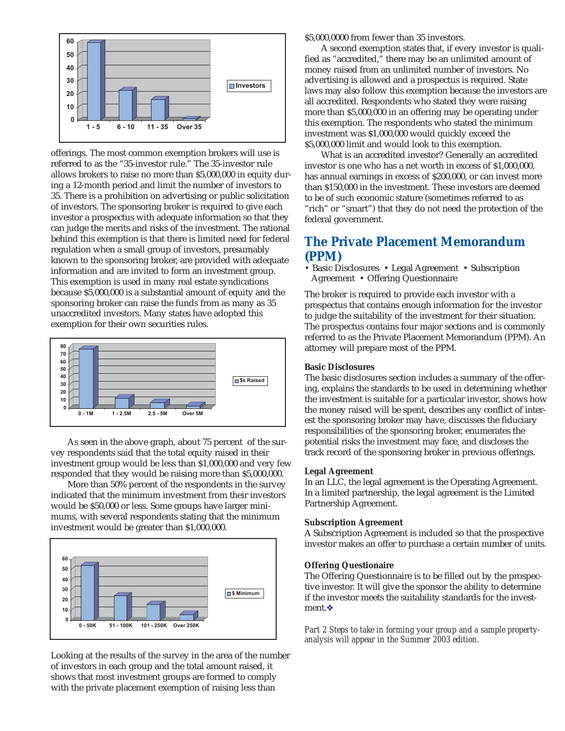60
50
40
30
20
10
0
1 - 5
6 - 10
11 - 35
Over 35
Investors

offerings. The most common exemption brokers will use is referred to as the "35-investor rule." The 35-investor rule allows brokers to raise no more than $5,000,000 in equity during a 12-month period and limit the number of investors to 35. There is a prohibition on advertising or public solicitation of investors. The sponsoring broker is required to give each investor a prospectus with adequate information so that they can judge the merits and risks of the investment. The rational behind this exemption is that there is limited need for federal regulation when a small group of investors, presumably known to the sponsoring broker, are provided with adequate information and are invited to form an investment group. This exemption is used in many real estate syndications because $5,000,000 is a substantial amount of equity and the sponsoring broker can raise the funds from as many as 35 unaccredited investors. Many states have adopted this exemption for their own securities rules.

80
70
60
50
40
30
20
10
0
0 - 1M
1 - 2.5M
2.5 - 5M
Over 5M
$s Raised

As seen in the above graph, about 75 percent of the survey respondents said that the total equity raised in their investment group would be less than $1,000,000 and very few responded that they would be raising more than $5,000,000.

More than 50% percent of the respondents in the survey indicated that the minimum investment from their investors would be $50,000 or less. Some groups have larger minimums, with several respondents stating that the minimum investment would be greater than $1,000,000.

60
50
40
30
20
10
0
0 - 50K
51 - 100K
101 - 250K
Over 250K
$ Minimum

Looking at the results of the survey in the area of the number of investors in each group and the total amount raised, it shows that most investment groups are formed to comply with the private placement exemption of raising less than $5,000,0000 from fewer than 35 investors.

A second exemption states that, if every investor is qualified as "accredited," there may be an unlimited amount of money raised from an unlimited number of investors. No advertising is allowed and a prospectus is required. State laws may also follow this exemption because the investors are all accredited. Respondents who stated they were raising more than $5,000,000 in an offering may be operating under this exemption. The respondents who stated the minimum investment was $1,000,000 would quickly exceed the $5,000,000 limit and would look to this exemption.

What is an accredited investor? Generally an accredited investor is one who has a net worth in excess of $1,000,000, has annual earnings in excess of $200,000, or can invest more than $150,000 in the investment. These investors are deemed to be of such economic stature (sometimes referred to as "rich" or "smart") that they do not need the protection of the federal government.

## The Private Placement Memorandum (PPM)

• Basic Disclosures • Legal Agreement • Subscription Agreement • Offering Questionnaire

The broker is required to provide each investor with a prospectus that contains enough information for the investor to judge the suitability of the investment for their situation. The prospectus contains four major sections and is commonly referred to as the Private Placement Memorandum (PPM). An attorney will prepare most of the PPM.

### Basic Disclosures

The basic disclosures section includes a summary of the offering, explains the standards to be used in determining whether the investment is suitable for a particular investor, shows how the money raised will be spent, describes any conflict of interest the sponsoring broker may have, discusses the fiduciary responsibilities of the sponsoring broker, enumerates the potential risks the investment may face, and discloses the track record of the sponsoring broker in previous offerings.

### Legal Agreement

In an LLC, the legal agreement is the Operating Agreement. In a limited partnership, the legal agreement is the Limited Partnership Agreement.

### Subscription Agreement

A Subscription Agreement is included so that the prospective investor makes an offer to purchase a certain number of units.

### Offering Questionaire

The Offering Questionnaire is to be filled out by the prospective investor. It will give the sponsor the ability to determine if the investor meets the suitability standards for the investment.❖

*Part 2 Steps to take in forming your group and a sample property-analysis will appear in the Summer 2003 edition.*